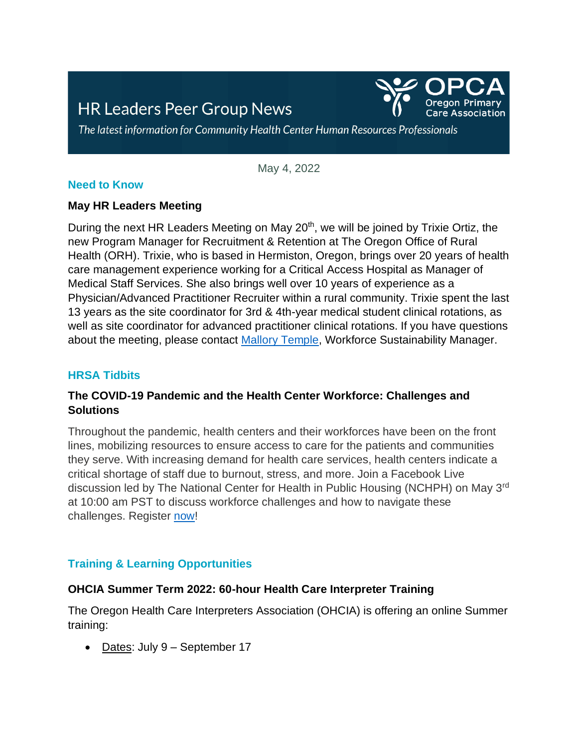# HR Leaders Peer Group News

*The latest information for Community Health Center Human Resources Professionals*

OPCA Oregon Primary Care Association

May 4, 2022

## Need to Know

### May HR Leaders Meeting

During the next HR Leaders Meeting on May 20th, we will be joined by Trixie Ortiz, the new Program Manager for Recruitment & Retention at The Oregon Office of Rural Health (ORH). Trixie, who is based in Hermiston, Oregon, brings over 20 years of health care management experience working for a Critical Access Hospital as Manager of Medical Staff Services. She also brings well over 10 years of experience as a Physician/Advanced Practitioner Recruiter within a rural community. Trixie spent the last 13 years as the site coordinator for 3rd & 4th-year medical student clinical rotations, as well as site coordinator for advanced practitioner clinical rotations. If you have questions about the meeting, please contact Mallory Temple, Workforce Sustainability Manager.

## HRSA Tidbits

### The COVID-19 Pandemic and the Health Center Workforce: Challenges and Solutions

Throughout the pandemic, health centers and their workforces have been on the front lines, mobilizing resources to ensure access to care for the patients and communities they serve. With increasing demand for health care services, health centers indicate a critical shortage of staff due to burnout, stress, and more. Join a Facebook Live discussion led by The National Center for Health in Public Housing (NCHPH) on May 3rd at 10:00 am PST to discuss workforce challenges and how to navigate these challenges. Register now!

## Training & Learning Opportunities

### OHCIA Summer Term 2022: 60-hour Health Care Interpreter Training

The Oregon Health Care Interpreters Association (OHCIA) is offering an online Summer training:

- Dates: July 9 – September 17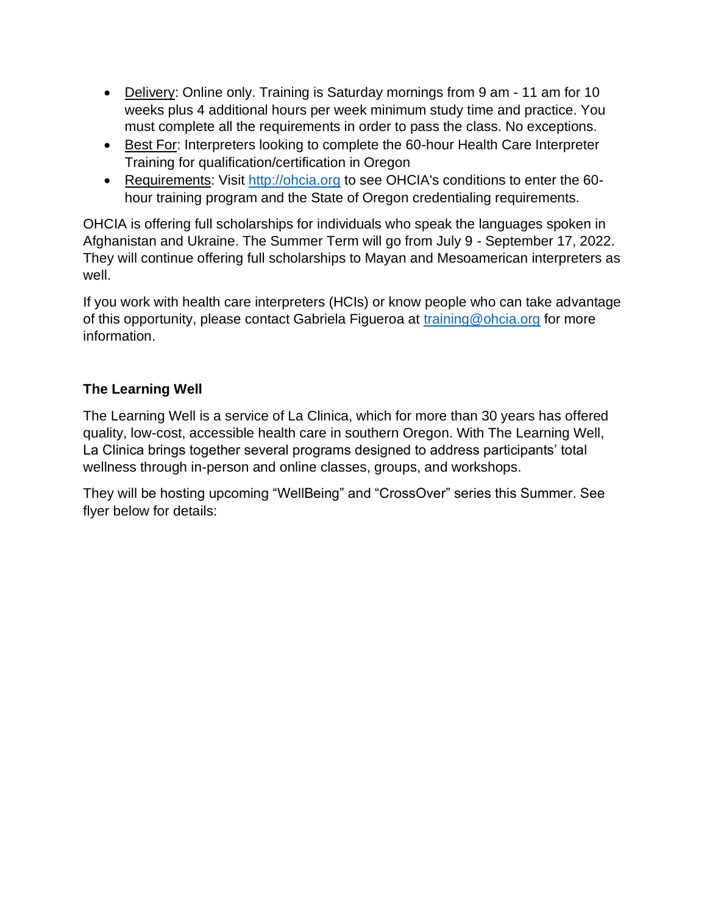- Delivery: Online only. Training is Saturday mornings from 9 am - 11 am for 10 weeks plus 4 additional hours per week minimum study time and practice. You must complete all the requirements in order to pass the class. No exceptions.
- Best For: Interpreters looking to complete the 60-hour Health Care Interpreter Training for qualification/certification in Oregon
- Requirements: Visit http://ohcia.org to see OHCIA's conditions to enter the 60-hour training program and the State of Oregon credentialing requirements.

OHCIA is offering full scholarships for individuals who speak the languages spoken in Afghanistan and Ukraine. The Summer Term will go from July 9 - September 17, 2022. They will continue offering full scholarships to Mayan and Mesoamerican interpreters as well.

If you work with health care interpreters (HCIs) or know people who can take advantage of this opportunity, please contact Gabriela Figueroa at training@ohcia.org for more information.

**The Learning Well**

The Learning Well is a service of La Clinica, which for more than 30 years has offered quality, low-cost, accessible health care in southern Oregon. With The Learning Well, La Clinica brings together several programs designed to address participants' total wellness through in-person and online classes, groups, and workshops.

They will be hosting upcoming "WellBeing" and "CrossOver" series this Summer. See flyer below for details: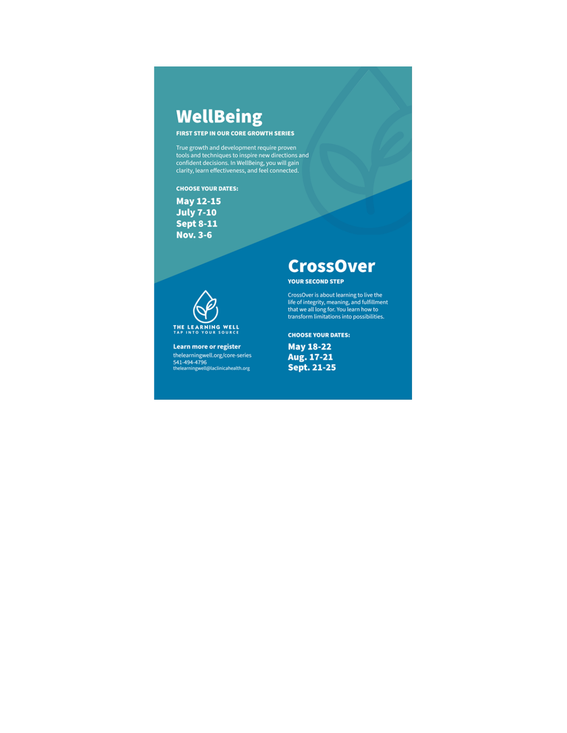# WellBeing

**FIRST STEP IN OUR CORE GROWTH SERIES**

True growth and development require proven tools and techniques to inspire new directions and confident decisions. In WellBeing, you will gain clarity, learn effectiveness, and feel connected.

**CHOOSE YOUR DATES:**

**May 12-15**
**July 7-10**
**Sept 8-11**
**Nov. 3-6**

# CrossOver

**YOUR SECOND STEP**

CrossOver is about learning to live the life of integrity, meaning, and fulfillment that we all long for. You learn how to transform limitations into possibilities.

**CHOOSE YOUR DATES:**

**May 18-22**
**Aug. 17-21**
**Sept. 21-25**

THE LEARNING WELL
TAP INTO YOUR SOURCE

**Learn more or register**
thelearningwell.org/core-series
541-494-4796
thelearningwell@laclinicahealth.org